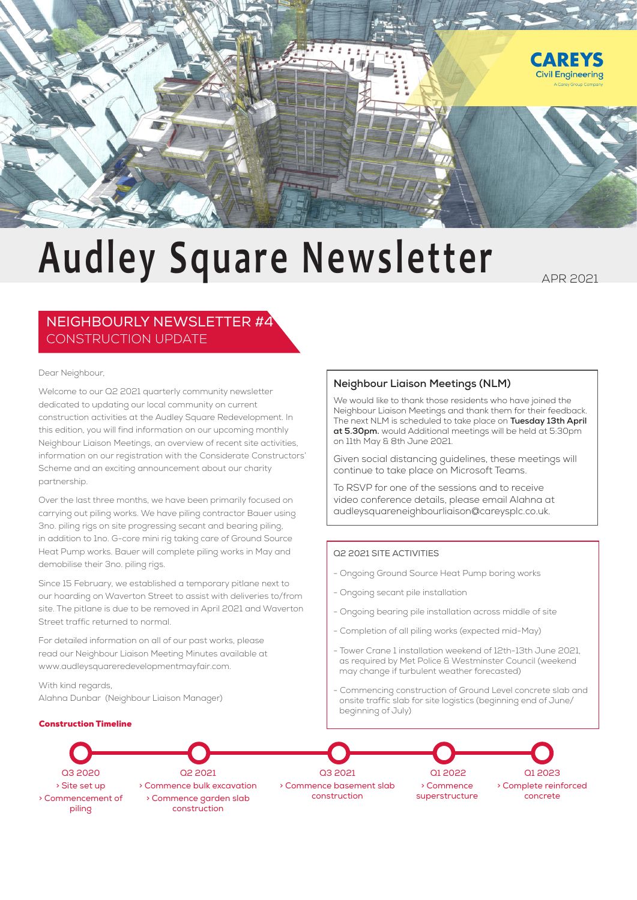CAREYS
Civil Engineering
A Carey Group Company

# Audley Square Newsletter

APR 2021

## NEIGHBOURLY NEWSLETTER #4
CONSTRUCTION UPDATE

Dear Neighbour,

Welcome to our Q2 2021 quarterly community newsletter dedicated to updating our local community on current construction activities at the Audley Square Redevelopment. In this edition, you will find information on our upcoming monthly Neighbour Liaison Meetings, an overview of recent site activities, information on our registration with the Considerate Constructors' Scheme and an exciting announcement about our charity partnership.

Over the last three months, we have been primarily focused on carrying out piling works. We have piling contractor Bauer using 3no. piling rigs on site progressing secant and bearing piling, in addition to 1no. G-core mini rig taking care of Ground Source Heat Pump works. Bauer will complete piling works in May and demobilise their 3no. piling rigs.

Since 15 February, we established a temporary pitlane next to our hoarding on Waverton Street to assist with deliveries to/from site. The pitlane is due to be removed in April 2021 and Waverton Street traffic returned to normal.

For detailed information on all of our past works, please read our Neighbour Liaison Meeting Minutes available at www.audleysquareredevelopmentmayfair.com.

With kind regards,
Alahna Dunbar (Neighbour Liaison Manager)

### Neighbour Liaison Meetings (NLM)

We would like to thank those residents who have joined the Neighbour Liaison Meetings and thank them for their feedback. The next NLM is scheduled to take place on **Tuesday 13th April at 5.30pm.** would Additional meetings will be held at 5:30pm on 11th May & 8th June 2021.

Given social distancing guidelines, these meetings will continue to take place on Microsoft Teams.

To RSVP for one of the sessions and to receive video conference details, please email Alahna at audleysquareneighbourliaison@careysplc.co.uk.

### Q2 2021 SITE ACTIVITIES

- Ongoing Ground Source Heat Pump boring works
- Ongoing secant pile installation
- Ongoing bearing pile installation across middle of site
- Completion of all piling works (expected mid-May)
- Tower Crane 1 installation weekend of 12th-13th June 2021, as required by Met Police & Westminster Council (weekend may change if turbulent weather forecasted)
- Commencing construction of Ground Level concrete slab and onsite traffic slab for site logistics (beginning end of June/ beginning of July)

### Construction Timeline

- **Q3 2020**
  - › Site set up
  - › Commencement of piling
- **Q2 2021**
  - › Commence bulk excavation
  - › Commence garden slab construction
- **Q3 2021**
  - › Commence basement slab construction
- **Q1 2022**
  - › Commence superstructure
- **Q1 2023**
  - › Complete reinforced concrete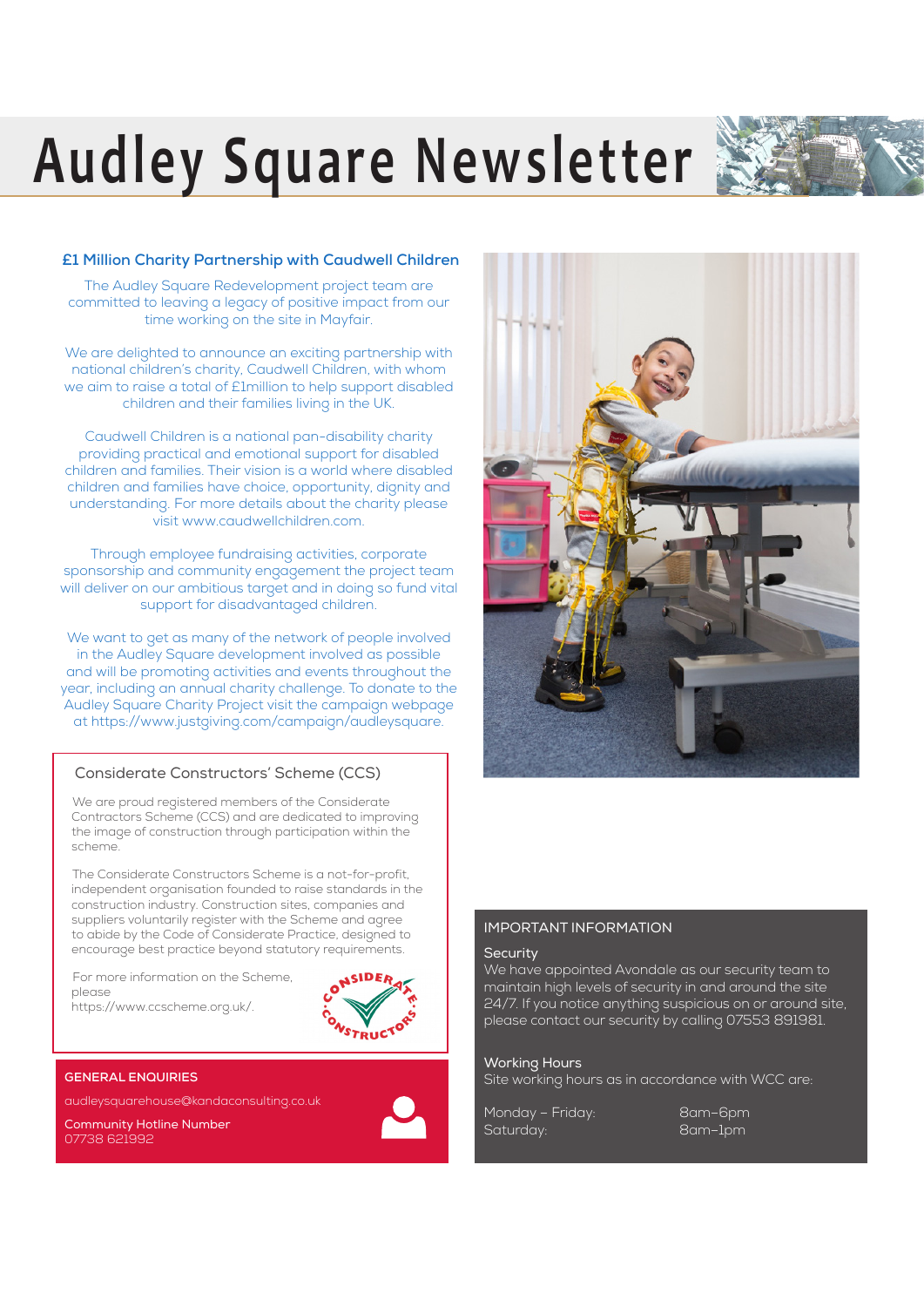# Audley Square Newsletter

## £1 Million Charity Partnership with Caudwell Children

The Audley Square Redevelopment project team are committed to leaving a legacy of positive impact from our time working on the site in Mayfair.

We are delighted to announce an exciting partnership with national children's charity, Caudwell Children, with whom we aim to raise a total of £1million to help support disabled children and their families living in the UK.

Caudwell Children is a national pan-disability charity providing practical and emotional support for disabled children and families. Their vision is a world where disabled children and families have choice, opportunity, dignity and understanding. For more details about the charity please visit www.caudwellchildren.com.

Through employee fundraising activities, corporate sponsorship and community engagement the project team will deliver on our ambitious target and in doing so fund vital support for disadvantaged children.

We want to get as many of the network of people involved in the Audley Square development involved as possible and will be promoting activities and events throughout the year, including an annual charity challenge. To donate to the Audley Square Charity Project visit the campaign webpage at https://www.justgiving.com/campaign/audleysquare.

## Considerate Constructors' Scheme (CCS)

We are proud registered members of the Considerate Contractors Scheme (CCS) and are dedicated to improving the image of construction through participation within the scheme.

The Considerate Constructors Scheme is a not-for-profit, independent organisation founded to raise standards in the construction industry. Construction sites, companies and suppliers voluntarily register with the Scheme and agree to abide by the Code of Considerate Practice, designed to encourage best practice beyond statutory requirements.

For more information on the Scheme, please https://www.ccscheme.org.uk/.

## GENERAL ENQUIRIES

audleysquarehouse@kandaconsulting.co.uk

**Community Hotline Number**
07738 621992

## IMPORTANT INFORMATION

### Security

We have appointed Avondale as our security team to maintain high levels of security in and around the site 24/7. If you notice anything suspicious on or around site, please contact our security by calling 07553 891981.

### Working Hours

Site working hours as in accordance with WCC are:

| | |
|---|---|
| Monday – Friday: | 8am–6pm |
| Saturday: | 8am–1pm |